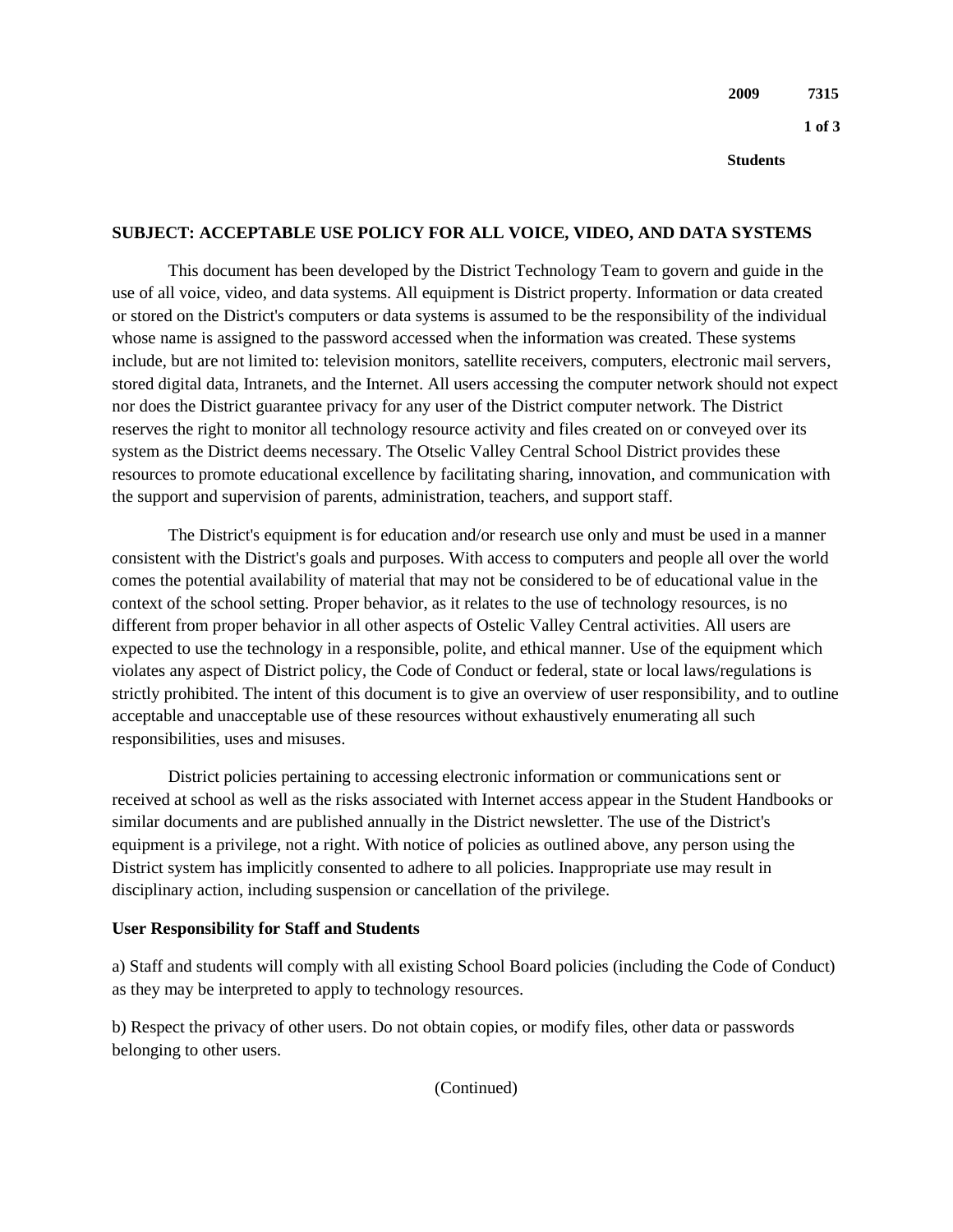## SUBJECT: ACCEPTABLE USE POLICY FOR ALL VOICE, VIDEO, AND DATA SYSTEMS

This document has been developed by the District Technology Team to govern and guide in the use of all voice, video, and data systems. All equipment is District property. Information or data created or stored on the District's computers or data systems is assumed to be the responsibility of the individual whose name is assigned to the password accessed when the information was created. These systems include, but are not limited to: television monitors, satellite receivers, computers, electronic mail servers, stored digital data, Intranets, and the Internet. All users accessing the computer network should not expect nor does the District guarantee privacy for any user of the District computer network. The District reserves the right to monitor all technology resource activity and files created on or conveyed over its system as the District deems necessary. The Otselic Valley Central School District provides these resources to promote educational excellence by facilitating sharing, innovation, and communication with the support and supervision of parents, administration, teachers, and support staff.

The District's equipment is for education and/or research use only and must be used in a manner consistent with the District's goals and purposes. With access to computers and people all over the world comes the potential availability of material that may not be considered to be of educational value in the context of the school setting. Proper behavior, as it relates to the use of technology resources, is no different from proper behavior in all other aspects of Ostelic Valley Central activities. All users are expected to use the technology in a responsible, polite, and ethical manner. Use of the equipment which violates any aspect of District policy, the Code of Conduct or federal, state or local laws/regulations is strictly prohibited. The intent of this document is to give an overview of user responsibility, and to outline acceptable and unacceptable use of these resources without exhaustively enumerating all such responsibilities, uses and misuses.

District policies pertaining to accessing electronic information or communications sent or received at school as well as the risks associated with Internet access appear in the Student Handbooks or similar documents and are published annually in the District newsletter. The use of the District's equipment is a privilege, not a right. With notice of policies as outlined above, any person using the District system has implicitly consented to adhere to all policies. Inappropriate use may result in disciplinary action, including suspension or cancellation of the privilege.

**User Responsibility for Staff and Students**

a) Staff and students will comply with all existing School Board policies (including the Code of Conduct) as they may be interpreted to apply to technology resources.

b) Respect the privacy of other users. Do not obtain copies, or modify files, other data or passwords belonging to other users.

(Continued)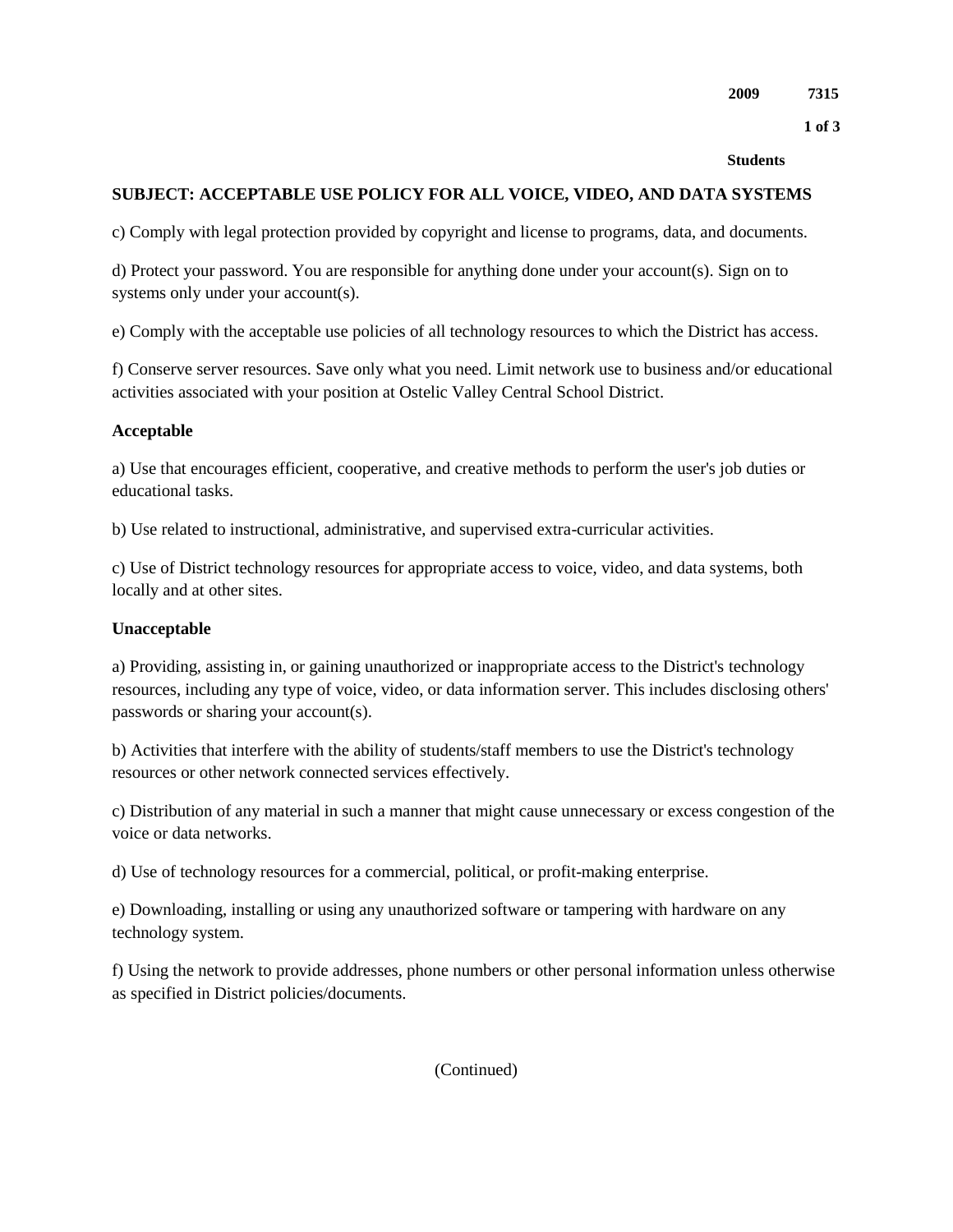**SUBJECT: ACCEPTABLE USE POLICY FOR ALL VOICE, VIDEO, AND DATA SYSTEMS**

c) Comply with legal protection provided by copyright and license to programs, data, and documents.

d) Protect your password. You are responsible for anything done under your account(s). Sign on to systems only under your account(s).

e) Comply with the acceptable use policies of all technology resources to which the District has access.

f) Conserve server resources. Save only what you need. Limit network use to business and/or educational activities associated with your position at Ostelic Valley Central School District.

**Acceptable**

a) Use that encourages efficient, cooperative, and creative methods to perform the user's job duties or educational tasks.

b) Use related to instructional, administrative, and supervised extra-curricular activities.

c) Use of District technology resources for appropriate access to voice, video, and data systems, both locally and at other sites.

**Unacceptable**

a) Providing, assisting in, or gaining unauthorized or inappropriate access to the District's technology resources, including any type of voice, video, or data information server. This includes disclosing others' passwords or sharing your account(s).

b) Activities that interfere with the ability of students/staff members to use the District's technology resources or other network connected services effectively.

c) Distribution of any material in such a manner that might cause unnecessary or excess congestion of the voice or data networks.

d) Use of technology resources for a commercial, political, or profit-making enterprise.

e) Downloading, installing or using any unauthorized software or tampering with hardware on any technology system.

f) Using the network to provide addresses, phone numbers or other personal information unless otherwise as specified in District policies/documents.

(Continued)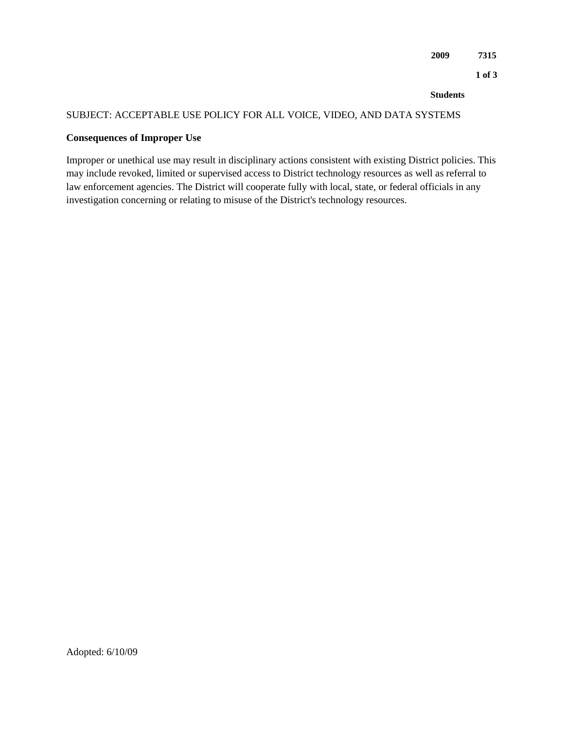SUBJECT: ACCEPTABLE USE POLICY FOR ALL VOICE, VIDEO, AND DATA SYSTEMS

**Consequences of Improper Use**

Improper or unethical use may result in disciplinary actions consistent with existing District policies. This may include revoked, limited or supervised access to District technology resources as well as referral to law enforcement agencies. The District will cooperate fully with local, state, or federal officials in any investigation concerning or relating to misuse of the District's technology resources.

Adopted: 6/10/09